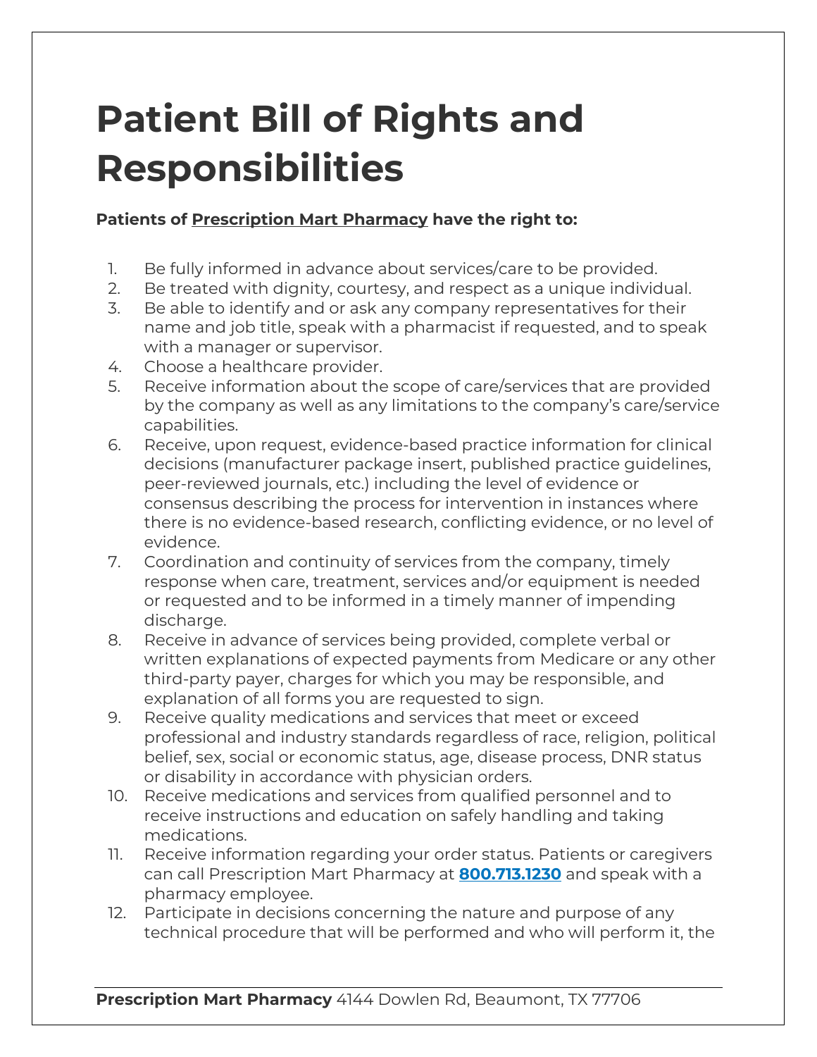# Patient Bill of Rights and Responsibilities

**Patients of Prescription Mart Pharmacy have the right to:**

1. Be fully informed in advance about services/care to be provided.
2. Be treated with dignity, courtesy, and respect as a unique individual.
3. Be able to identify and or ask any company representatives for their name and job title, speak with a pharmacist if requested, and to speak with a manager or supervisor.
4. Choose a healthcare provider.
5. Receive information about the scope of care/services that are provided by the company as well as any limitations to the company's care/service capabilities.
6. Receive, upon request, evidence-based practice information for clinical decisions (manufacturer package insert, published practice guidelines, peer-reviewed journals, etc.) including the level of evidence or consensus describing the process for intervention in instances where there is no evidence-based research, conflicting evidence, or no level of evidence.
7. Coordination and continuity of services from the company, timely response when care, treatment, services and/or equipment is needed or requested and to be informed in a timely manner of impending discharge.
8. Receive in advance of services being provided, complete verbal or written explanations of expected payments from Medicare or any other third-party payer, charges for which you may be responsible, and explanation of all forms you are requested to sign.
9. Receive quality medications and services that meet or exceed professional and industry standards regardless of race, religion, political belief, sex, social or economic status, age, disease process, DNR status or disability in accordance with physician orders.
10. Receive medications and services from qualified personnel and to receive instructions and education on safely handling and taking medications.
11. Receive information regarding your order status. Patients or caregivers can call Prescription Mart Pharmacy at **800.713.1230** and speak with a pharmacy employee.
12. Participate in decisions concerning the nature and purpose of any technical procedure that will be performed and who will perform it, the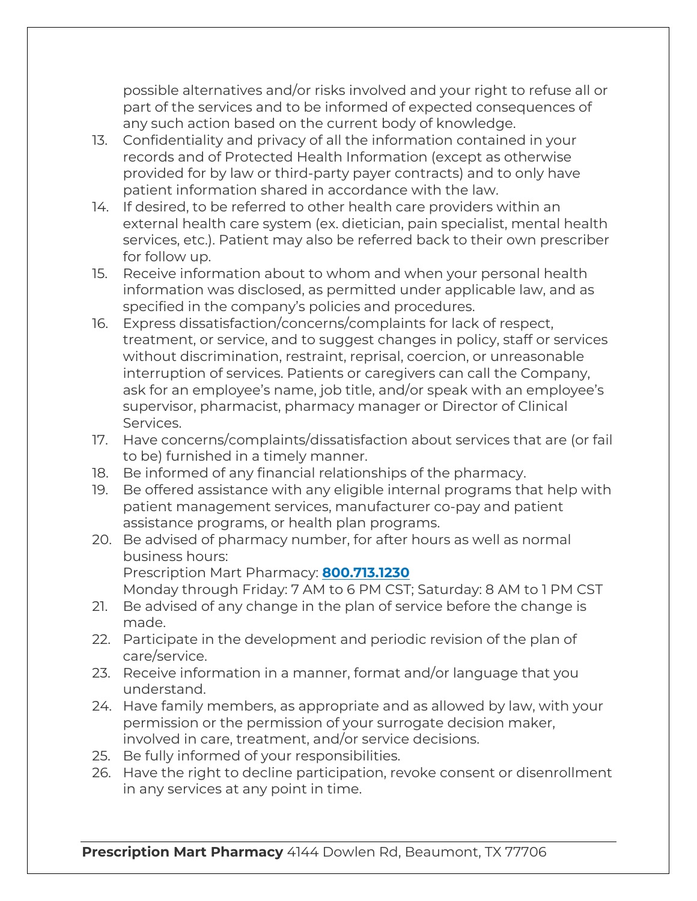possible alternatives and/or risks involved and your right to refuse all or part of the services and to be informed of expected consequences of any such action based on the current body of knowledge.

13. Confidentiality and privacy of all the information contained in your records and of Protected Health Information (except as otherwise provided for by law or third-party payer contracts) and to only have patient information shared in accordance with the law.
14. If desired, to be referred to other health care providers within an external health care system (ex. dietician, pain specialist, mental health services, etc.). Patient may also be referred back to their own prescriber for follow up.
15. Receive information about to whom and when your personal health information was disclosed, as permitted under applicable law, and as specified in the company's policies and procedures.
16. Express dissatisfaction/concerns/complaints for lack of respect, treatment, or service, and to suggest changes in policy, staff or services without discrimination, restraint, reprisal, coercion, or unreasonable interruption of services. Patients or caregivers can call the Company, ask for an employee's name, job title, and/or speak with an employee's supervisor, pharmacist, pharmacy manager or Director of Clinical Services.
17. Have concerns/complaints/dissatisfaction about services that are (or fail to be) furnished in a timely manner.
18. Be informed of any financial relationships of the pharmacy.
19. Be offered assistance with any eligible internal programs that help with patient management services, manufacturer co-pay and patient assistance programs, or health plan programs.
20. Be advised of pharmacy number, for after hours as well as normal business hours:
    Prescription Mart Pharmacy: **800.713.1230**
    Monday through Friday: 7 AM to 6 PM CST; Saturday: 8 AM to 1 PM CST
21. Be advised of any change in the plan of service before the change is made.
22. Participate in the development and periodic revision of the plan of care/service.
23. Receive information in a manner, format and/or language that you understand.
24. Have family members, as appropriate and as allowed by law, with your permission or the permission of your surrogate decision maker, involved in care, treatment, and/or service decisions.
25. Be fully informed of your responsibilities.
26. Have the right to decline participation, revoke consent or disenrollment in any services at any point in time.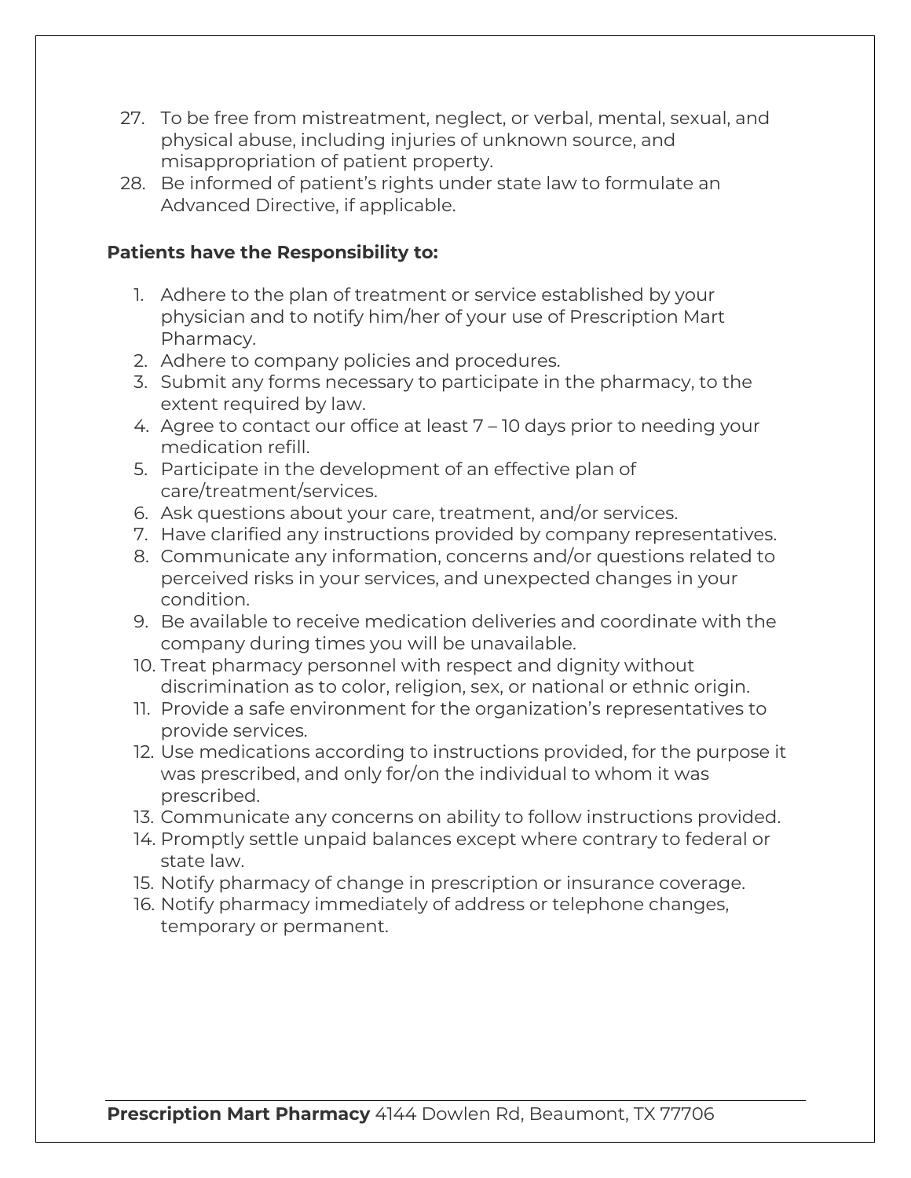27. To be free from mistreatment, neglect, or verbal, mental, sexual, and physical abuse, including injuries of unknown source, and misappropriation of patient property.
28. Be informed of patient's rights under state law to formulate an Advanced Directive, if applicable.

**Patients have the Responsibility to:**

1. Adhere to the plan of treatment or service established by your physician and to notify him/her of your use of Prescription Mart Pharmacy.
2. Adhere to company policies and procedures.
3. Submit any forms necessary to participate in the pharmacy, to the extent required by law.
4. Agree to contact our office at least 7 – 10 days prior to needing your medication refill.
5. Participate in the development of an effective plan of care/treatment/services.
6. Ask questions about your care, treatment, and/or services.
7. Have clarified any instructions provided by company representatives.
8. Communicate any information, concerns and/or questions related to perceived risks in your services, and unexpected changes in your condition.
9. Be available to receive medication deliveries and coordinate with the company during times you will be unavailable.
10. Treat pharmacy personnel with respect and dignity without discrimination as to color, religion, sex, or national or ethnic origin.
11. Provide a safe environment for the organization's representatives to provide services.
12. Use medications according to instructions provided, for the purpose it was prescribed, and only for/on the individual to whom it was prescribed.
13. Communicate any concerns on ability to follow instructions provided.
14. Promptly settle unpaid balances except where contrary to federal or state law.
15. Notify pharmacy of change in prescription or insurance coverage.
16. Notify pharmacy immediately of address or telephone changes, temporary or permanent.